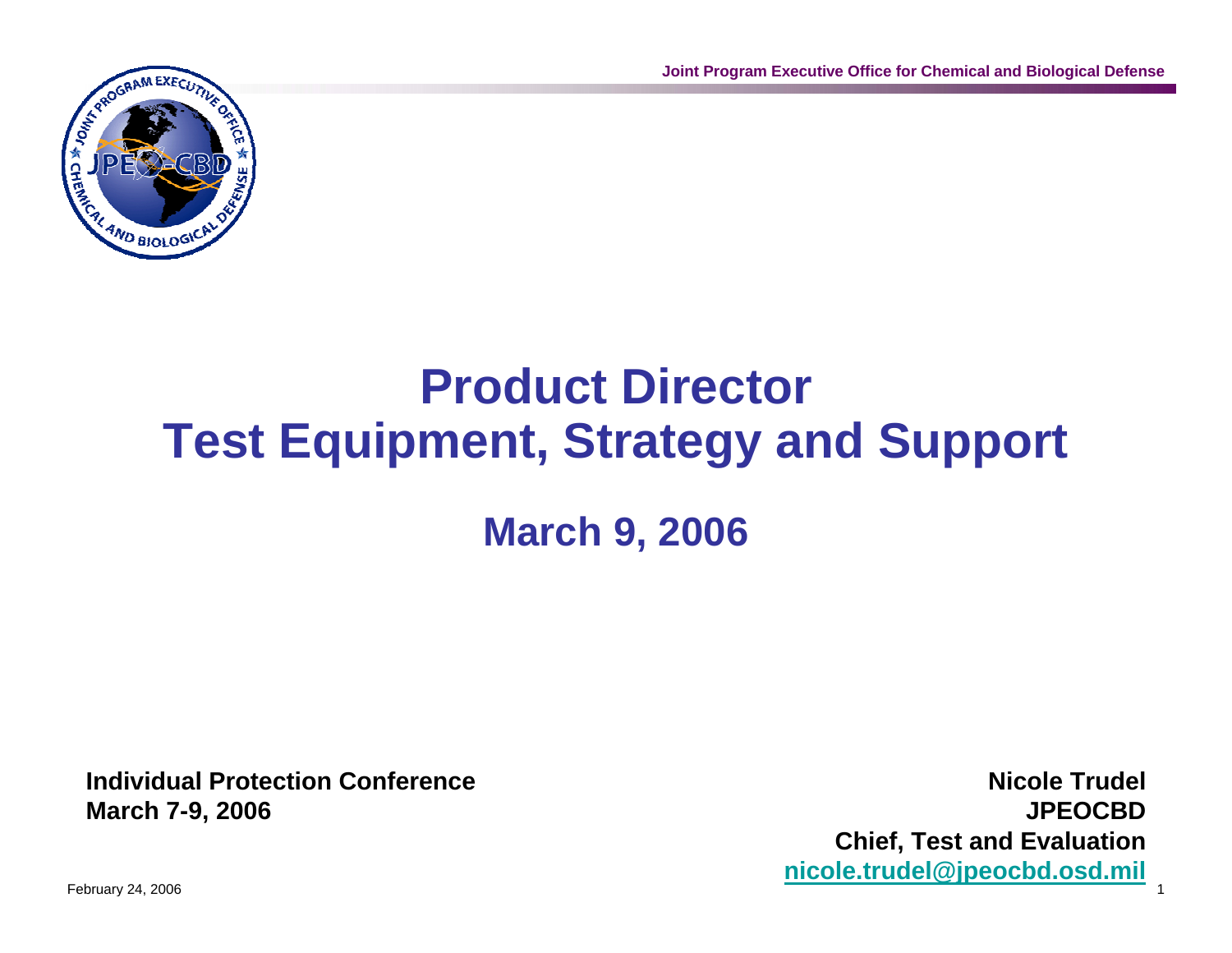# Product Director
# Test Equipment, Strategy and Support

## March 9, 2006

**Individual Protection Conference**
**March 7-9, 2006**

**Nicole Trudel**
**JPEOCBD**
**Chief, Test and Evaluation**
**nicole.trudel@jpeocbd.osd.mil**

February 24, 2006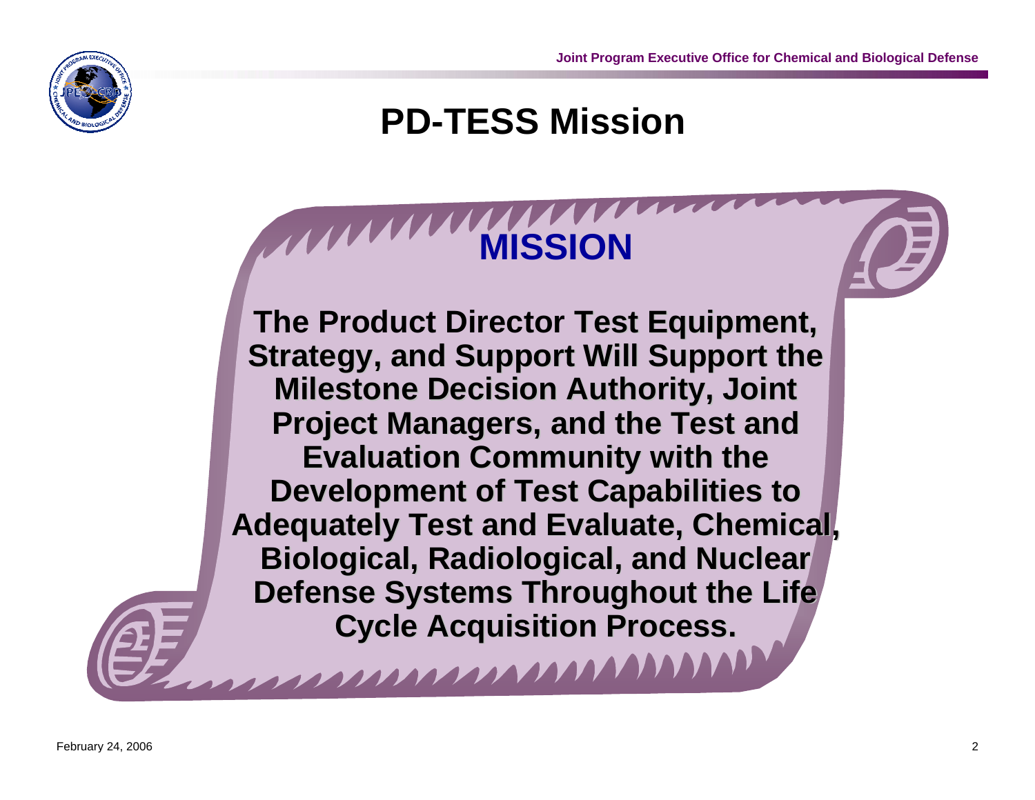# PD-TESS Mission

## MISSION

**The Product Director Test Equipment, Strategy, and Support Will Support the Milestone Decision Authority, Joint Project Managers, and the Test and Evaluation Community with the Development of Test Capabilities to Adequately Test and Evaluate, Chemical, Biological, Radiological, and Nuclear Defense Systems Throughout the Life Cycle Acquisition Process.**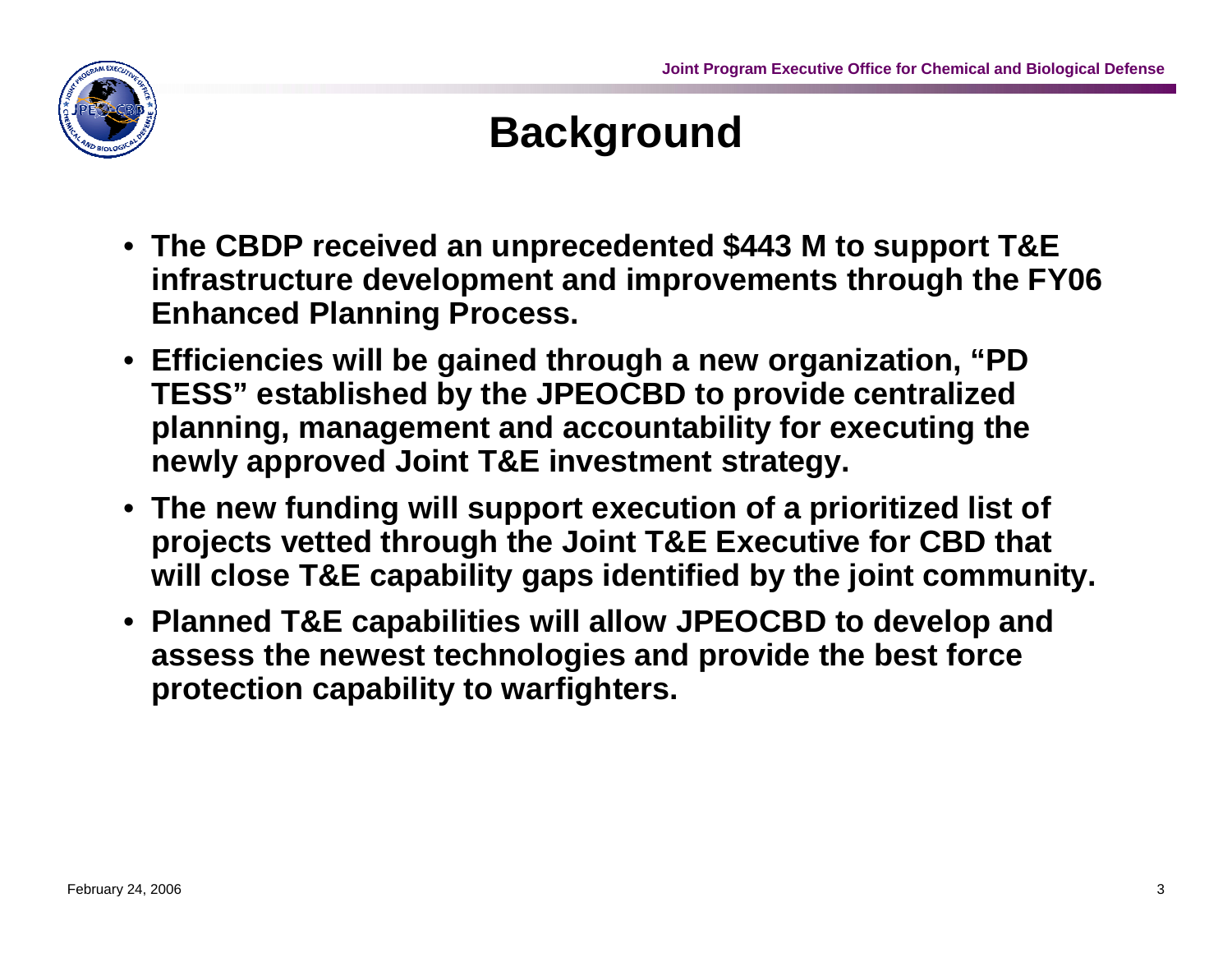# Background

- **The CBDP received an unprecedented $443 M to support T&E infrastructure development and improvements through the FY06 Enhanced Planning Process.**
- **Efficiencies will be gained through a new organization, "PD TESS" established by the JPEOCBD to provide centralized planning, management and accountability for executing the newly approved Joint T&E investment strategy.**
- **The new funding will support execution of a prioritized list of projects vetted through the Joint T&E Executive for CBD that will close T&E capability gaps identified by the joint community.**
- **Planned T&E capabilities will allow JPEOCBD to develop and assess the newest technologies and provide the best force protection capability to warfighters.**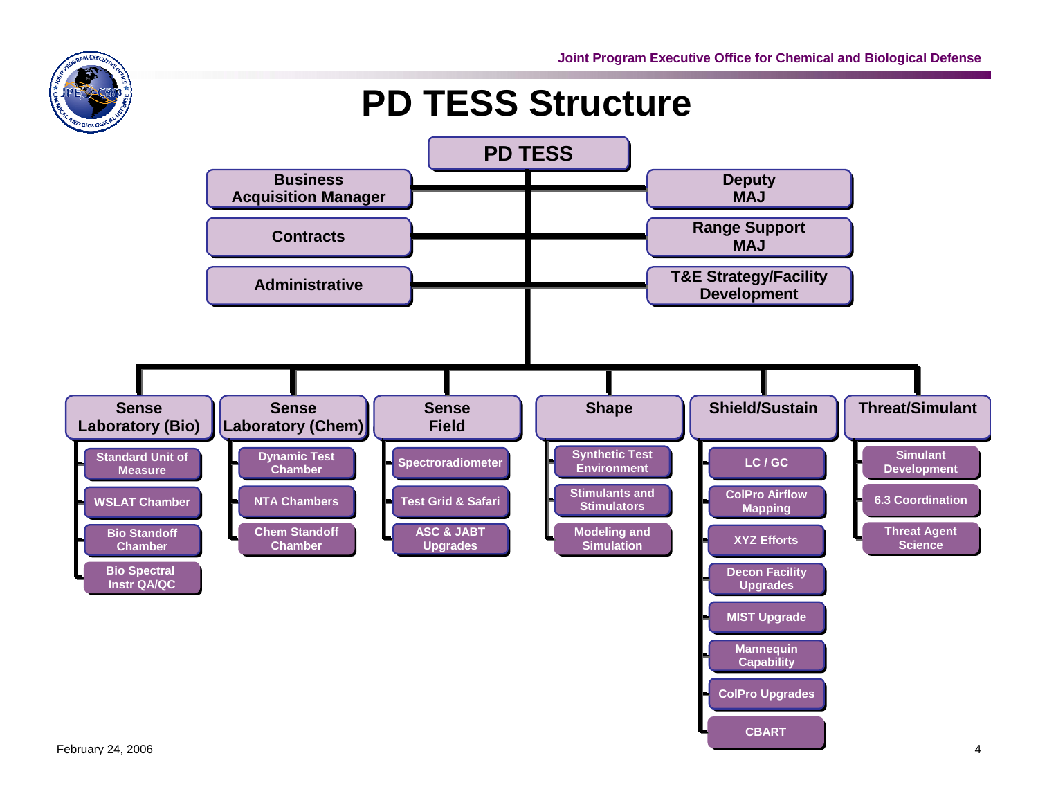# PD TESS Structure

- **PD TESS**
  - Business Acquisition Manager
  - Contracts
  - Administrative
  - Deputy MAJ
  - Range Support MAJ
  - T&E Strategy/Facility Development
  - **Sense Laboratory (Bio)**
    - Standard Unit of Measure
    - WSLAT Chamber
    - Bio Standoff Chamber
    - Bio Spectral Instr QA/QC
  - **Sense Laboratory (Chem)**
    - Dynamic Test Chamber
    - NTA Chambers
    - Chem Standoff Chamber
  - **Sense Field**
    - Spectroradiometer
    - Test Grid & Safari
    - ASC & JABT Upgrades
  - **Shape**
    - Synthetic Test Environment
    - Stimulants and Stimulators
    - Modeling and Simulation
  - **Shield/Sustain**
    - LC / GC
    - ColPro Airflow Mapping
    - XYZ Efforts
    - Decon Facility Upgrades
    - MIST Upgrade
    - Mannequin Capability
    - ColPro Upgrades
    - CBART
  - **Threat/Simulant**
    - Simulant Development
    - 6.3 Coordination
    - Threat Agent Science

February 24, 2006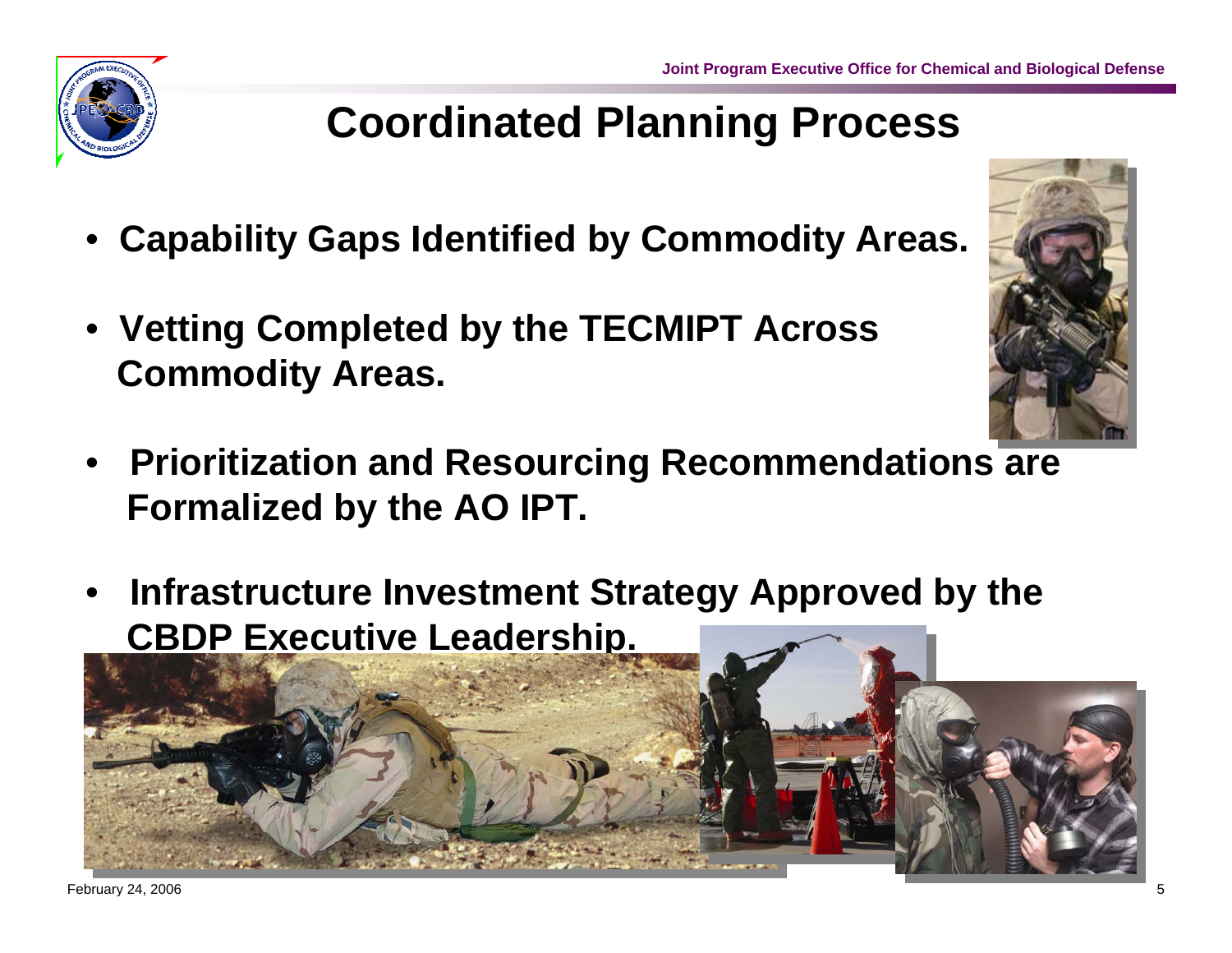# Coordinated Planning Process

- **Capability Gaps Identified by Commodity Areas.**
- **Vetting Completed by the TECMIPT Across Commodity Areas.**
- **Prioritization and Resourcing Recommendations are Formalized by the AO IPT.**
- **Infrastructure Investment Strategy Approved by the CBDP Executive Leadership.**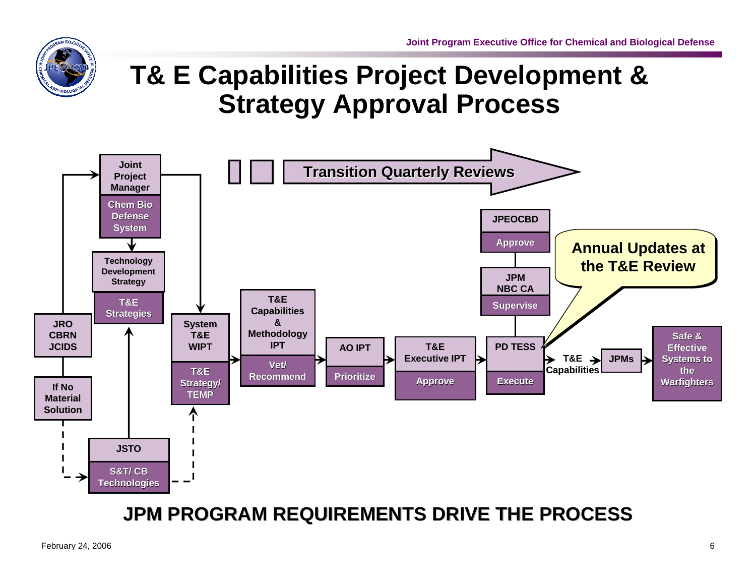# T& E Capabilities Project Development & Strategy Approval Process

**Transition Quarterly Reviews**

- **Joint Project Manager** — Chem Bio Defense System
- **Technology Development Strategy** — T&E Strategies
- **JRO CBRN JCIDS**
- **If No Material Solution**
- **JSTO** — S&T/ CB Technologies
- **System T&E WIPT** — T&E Strategy/ TEMP
- **T&E Capabilities & Methodology IPT** — Vet/ Recommend
- **AO IPT** — Prioritize
- **T&E Executive IPT** — Approve
- **PD TESS** — Execute
- **JPM NBC CA** — Supervise
- **JPEOCBD** — Approve
- **T&E Capabilities**
- **JPMs**
- **Safe & Effective Systems to the Warfighters**

**Annual Updates at the T&E Review**

**JPM PROGRAM REQUIREMENTS DRIVE THE PROCESS**

February 24, 2006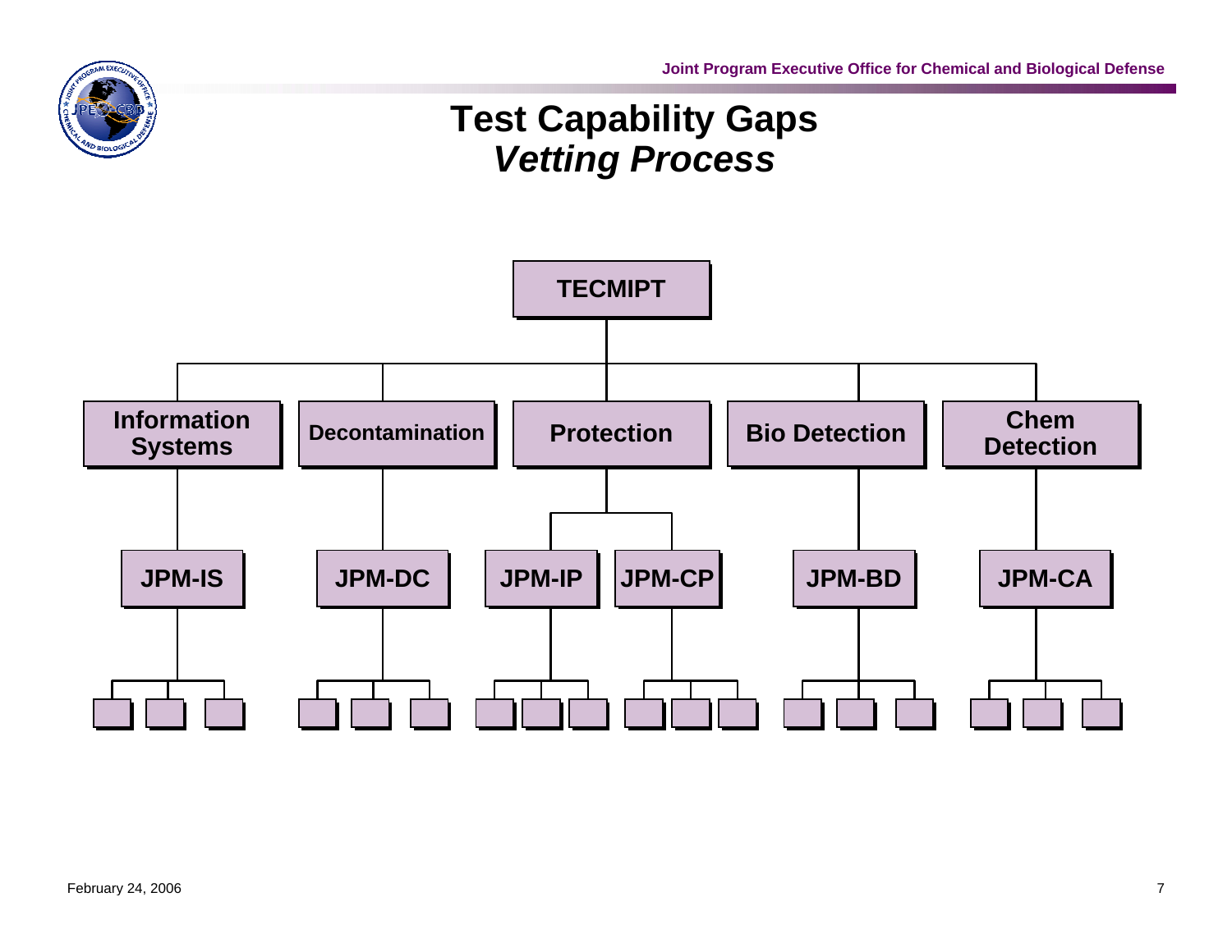# Test Capability Gaps
## *Vetting Process*

- **TECMIPT**
  - **Information Systems**
    - **JPM-IS**
  - **Decontamination**
    - **JPM-DC**
  - **Protection**
    - **JPM-IP**
    - **JPM-CP**
  - **Bio Detection**
    - **JPM-BD**
  - **Chem Detection**
    - **JPM-CA**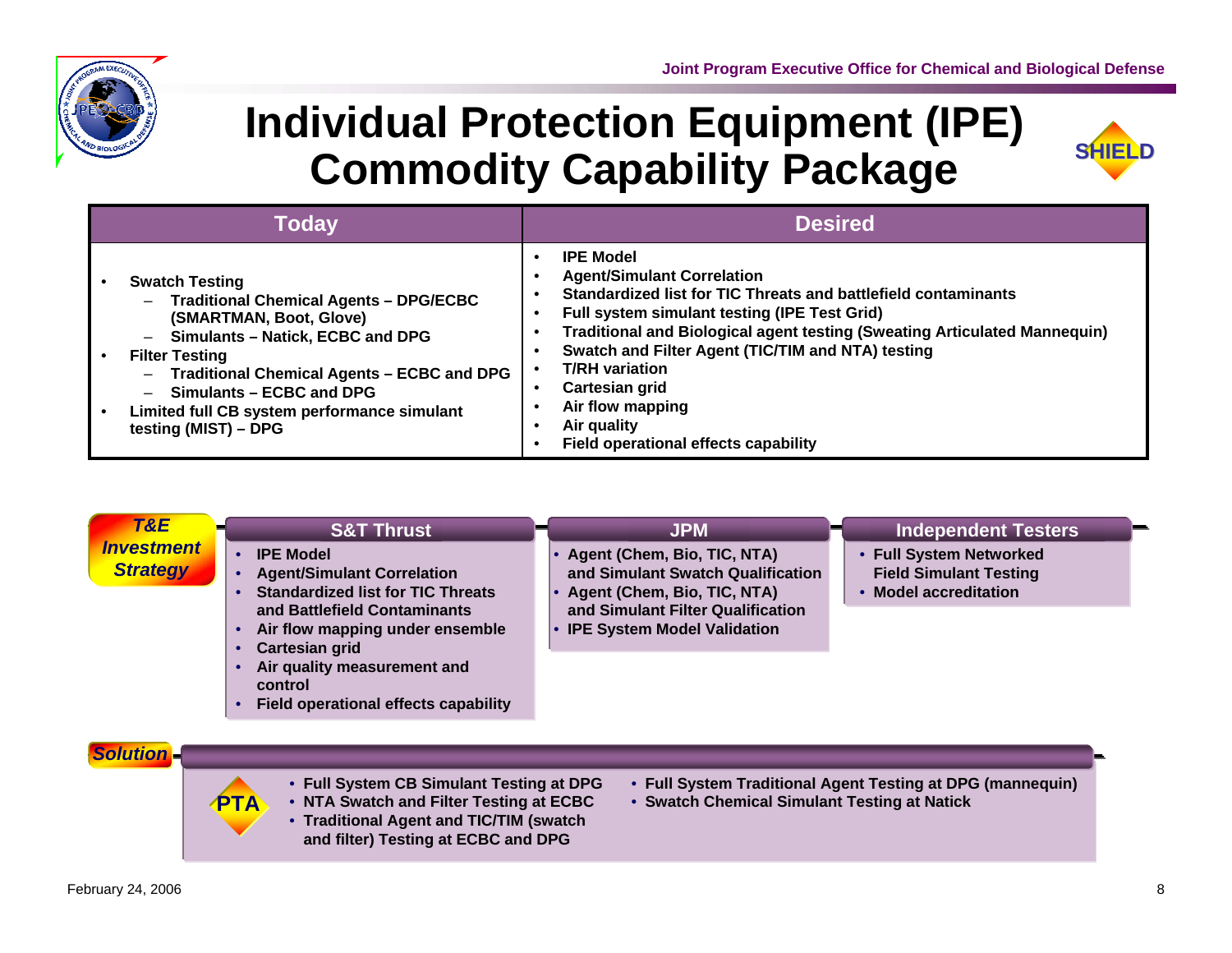# Individual Protection Equipment (IPE) Commodity Capability Package

| Today | Desired |
|---|---|
| • **Swatch Testing**<br>– **Traditional Chemical Agents – DPG/ECBC (SMARTMAN, Boot, Glove)**<br>– **Simulants – Natick, ECBC and DPG**<br>• **Filter Testing**<br>– **Traditional Chemical Agents – ECBC and DPG**<br>– **Simulants – ECBC and DPG**<br>• **Limited full CB system performance simulant testing (MIST) – DPG** | • **IPE Model**<br>• **Agent/Simulant Correlation**<br>• **Standardized list for TIC Threats and battlefield contaminants**<br>• **Full system simulant testing (IPE Test Grid)**<br>• **Traditional and Biological agent testing (Sweating Articulated Mannequin)**<br>• **Swatch and Filter Agent (TIC/TIM and NTA) testing**<br>• **T/RH variation**<br>• **Cartesian grid**<br>• **Air flow mapping**<br>• **Air quality**<br>• **Field operational effects capability** |

## *T&E Investment Strategy*

### S&T Thrust

- **IPE Model**
- **Agent/Simulant Correlation**
- **Standardized list for TIC Threats and Battlefield Contaminants**
- **Air flow mapping under ensemble**
- **Cartesian grid**
- **Air quality measurement and control**
- **Field operational effects capability**

### JPM

- **Agent (Chem, Bio, TIC, NTA) and Simulant Swatch Qualification**
- **Agent (Chem, Bio, TIC, NTA) and Simulant Filter Qualification**
- **IPE System Model Validation**

### Independent Testers

- **Full System Networked Field Simulant Testing**
- **Model accreditation**

## *Solution*

**PTA**

- **Full System CB Simulant Testing at DPG**
- **NTA Swatch and Filter Testing at ECBC**
- **Traditional Agent and TIC/TIM (swatch and filter) Testing at ECBC and DPG**
- **Full System Traditional Agent Testing at DPG (mannequin)**
- **Swatch Chemical Simulant Testing at Natick**

February 24, 2006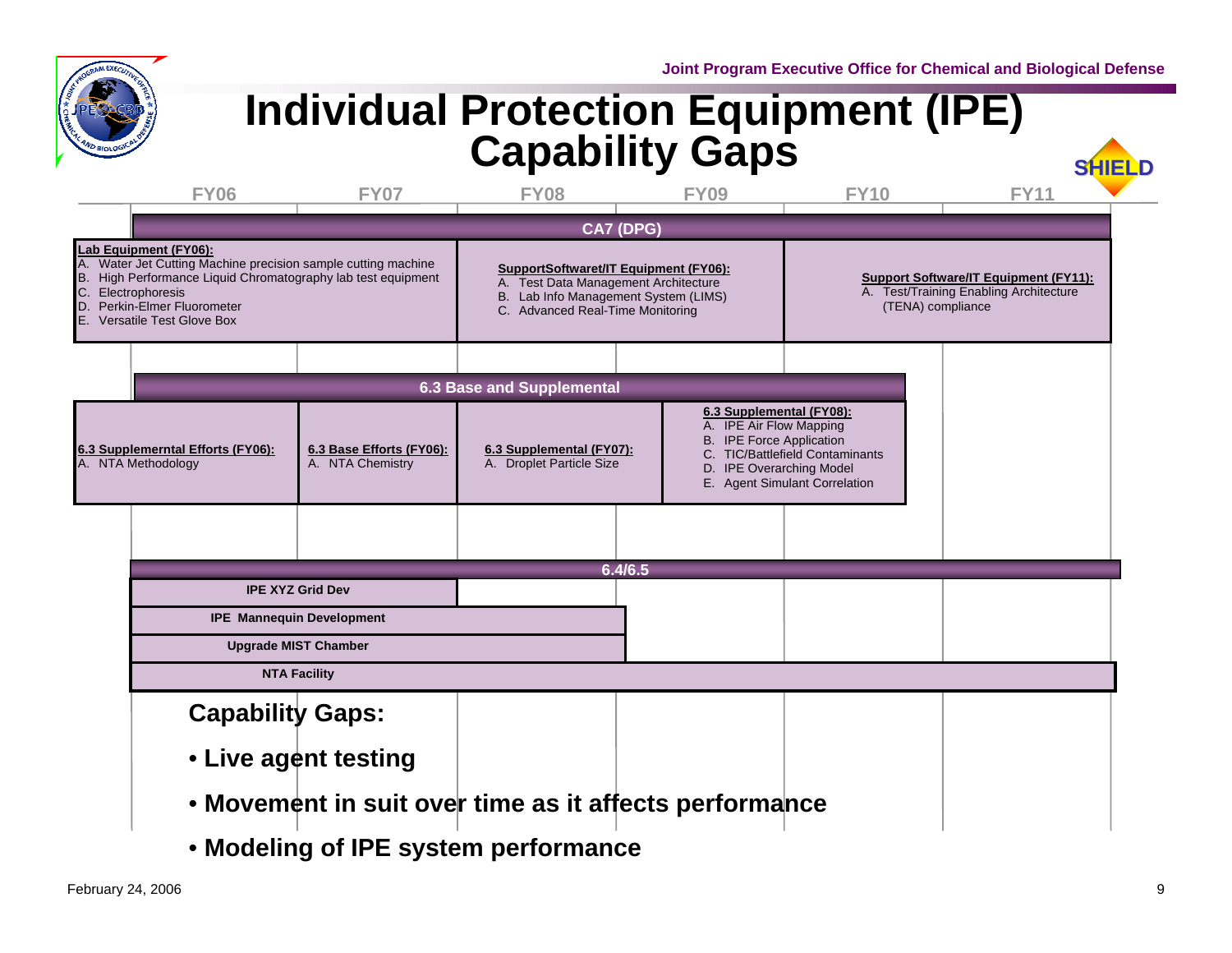# Individual Protection Equipment (IPE) Capability Gaps

SHIELD

FY06 | FY07 | FY08 | FY09 | FY10 | FY11

## CA7 (DPG)

**Lab Equipment (FY06):**
A. Water Jet Cutting Machine precision sample cutting machine
B. High Performance Liquid Chromatography lab test equipment
C. Electrophoresis
D. Perkin-Elmer Fluorometer
E. Versatile Test Glove Box

**SupportSoftware/IT Equipment (FY06):**
A. Test Data Management Architecture
B. Lab Info Management System (LIMS)
C. Advanced Real-Time Monitoring

**Support Software/IT Equipment (FY11):**
A. Test/Training Enabling Architecture (TENA) compliance

## 6.3 Base and Supplemental

**6.3 Supplemerntal Efforts (FY06):**
A. NTA Methodology

**6.3 Base Efforts (FY06):**
A. NTA Chemistry

**6.3 Supplemental (FY07):**
A. Droplet Particle Size

**6.3 Supplemental (FY08):**
A. IPE Air Flow Mapping
B. IPE Force Application
C. TIC/Battlefield Contaminants
D. IPE Overarching Model
E. Agent Simulant Correlation

## 6.4/6.5

- IPE XYZ Grid Dev
- IPE Mannequin Development
- Upgrade MIST Chamber
- NTA Facility

**Capability Gaps:**

- **Live agent testing**
- **Movement in suit over time as it affects performance**
- **Modeling of IPE system performance**

February 24, 2006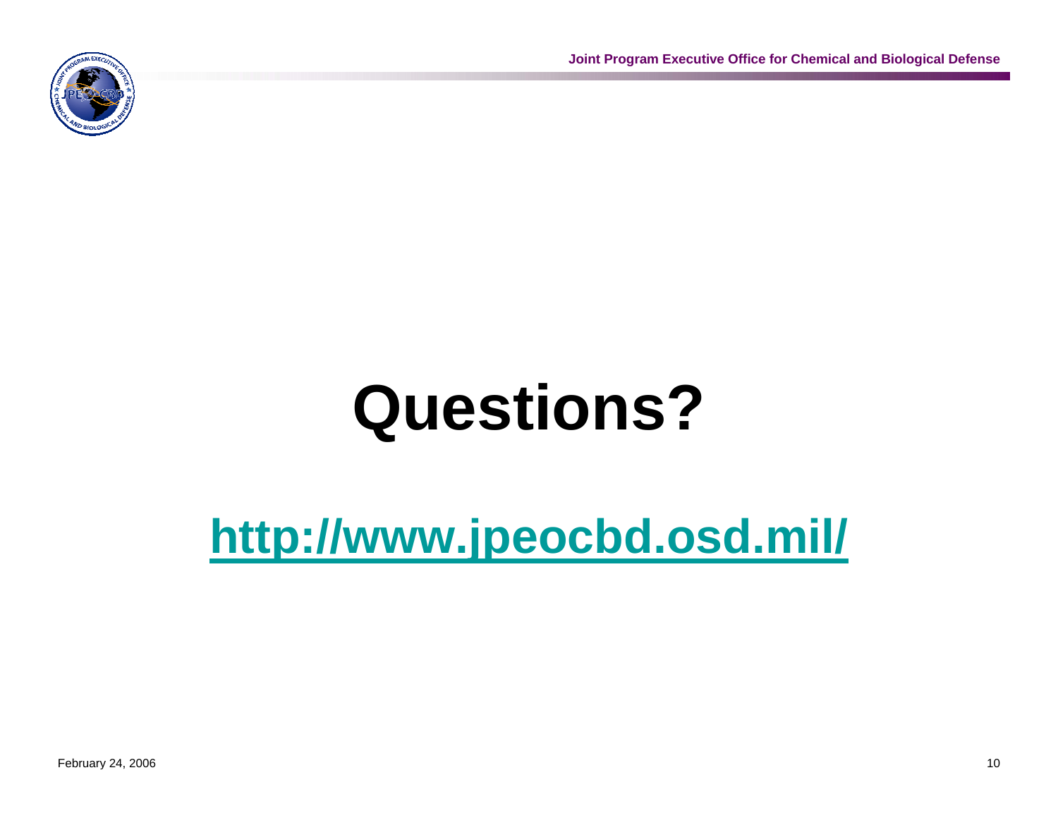# Questions?

[http://www.jpeocbd.osd.mil/](http://www.jpeocbd.osd.mil/)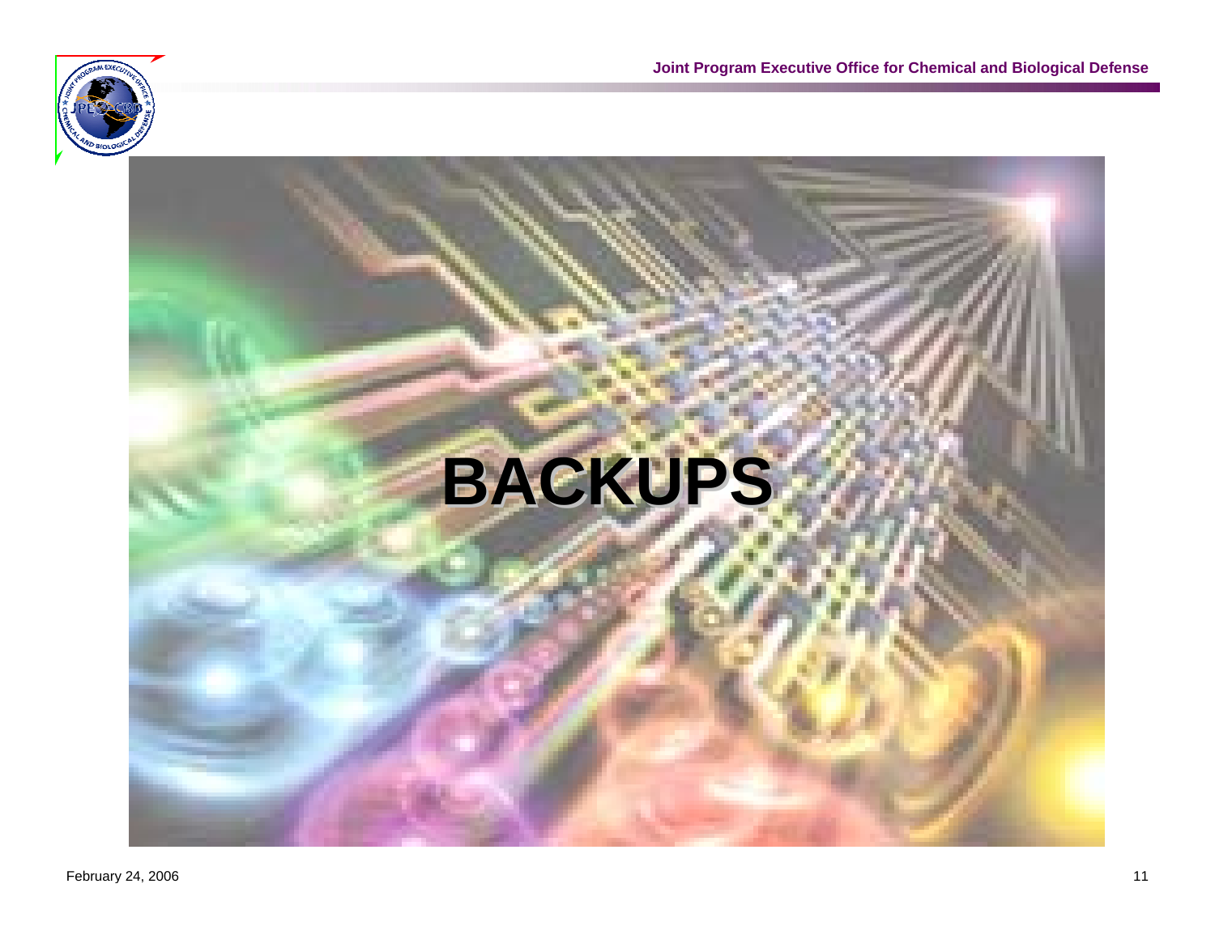# BACKUPS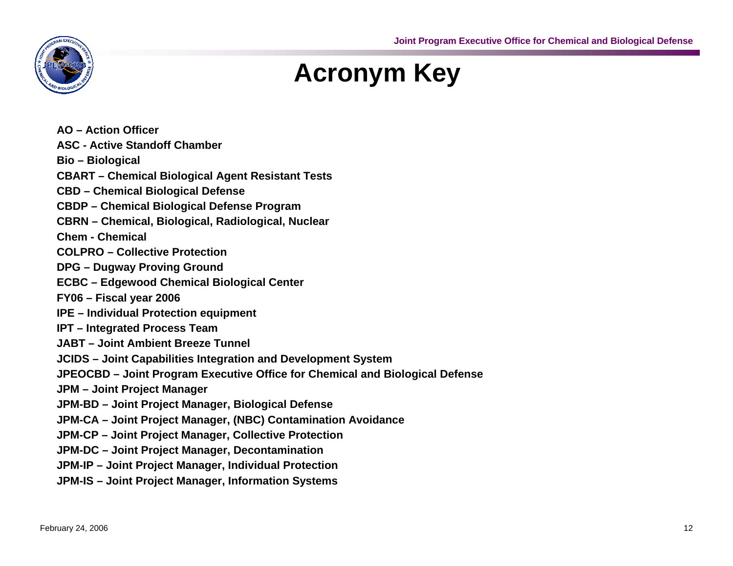# Acronym Key

**AO – Action Officer**

**ASC - Active Standoff Chamber**

**Bio – Biological**

**CBART – Chemical Biological Agent Resistant Tests**

**CBD – Chemical Biological Defense**

**CBDP – Chemical Biological Defense Program**

**CBRN – Chemical, Biological, Radiological, Nuclear**

**Chem - Chemical**

**COLPRO – Collective Protection**

**DPG – Dugway Proving Ground**

**ECBC – Edgewood Chemical Biological Center**

**FY06 – Fiscal year 2006**

**IPE – Individual Protection equipment**

**IPT – Integrated Process Team**

**JABT – Joint Ambient Breeze Tunnel**

**JCIDS – Joint Capabilities Integration and Development System**

**JPEOCBD – Joint Program Executive Office for Chemical and Biological Defense**

**JPM – Joint Project Manager**

**JPM-BD – Joint Project Manager, Biological Defense**

**JPM-CA – Joint Project Manager, (NBC) Contamination Avoidance**

**JPM-CP – Joint Project Manager, Collective Protection**

**JPM-DC – Joint Project Manager, Decontamination**

**JPM-IP – Joint Project Manager, Individual Protection**

**JPM-IS – Joint Project Manager, Information Systems**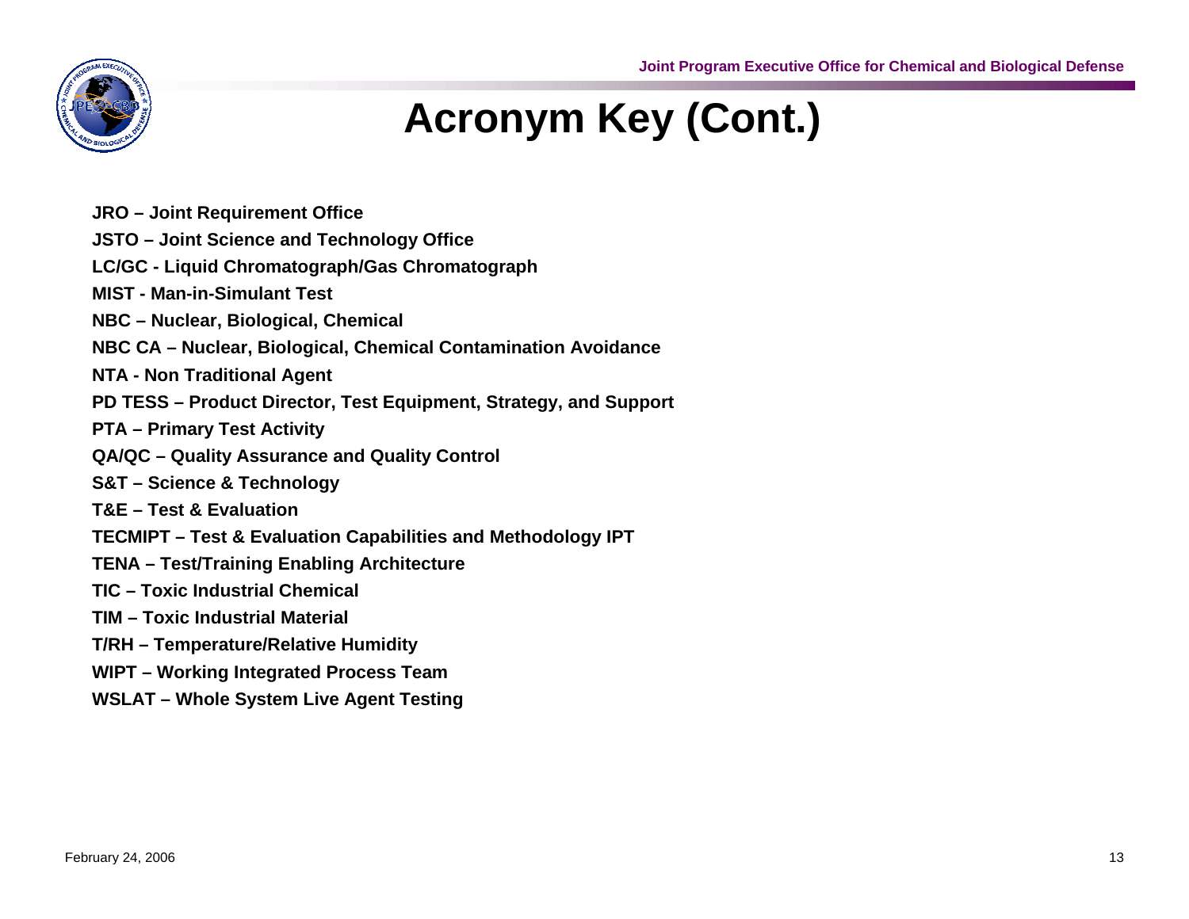# Acronym Key (Cont.)

**JRO – Joint Requirement Office**

**JSTO – Joint Science and Technology Office**

**LC/GC - Liquid Chromatograph/Gas Chromatograph**

**MIST - Man-in-Simulant Test**

**NBC – Nuclear, Biological, Chemical**

**NBC CA – Nuclear, Biological, Chemical Contamination Avoidance**

**NTA - Non Traditional Agent**

**PD TESS – Product Director, Test Equipment, Strategy, and Support**

**PTA – Primary Test Activity**

**QA/QC – Quality Assurance and Quality Control**

**S&T – Science & Technology**

**T&E – Test & Evaluation**

**TECMIPT – Test & Evaluation Capabilities and Methodology IPT**

**TENA – Test/Training Enabling Architecture**

**TIC – Toxic Industrial Chemical**

**TIM – Toxic Industrial Material**

**T/RH – Temperature/Relative Humidity**

**WIPT – Working Integrated Process Team**

**WSLAT – Whole System Live Agent Testing**